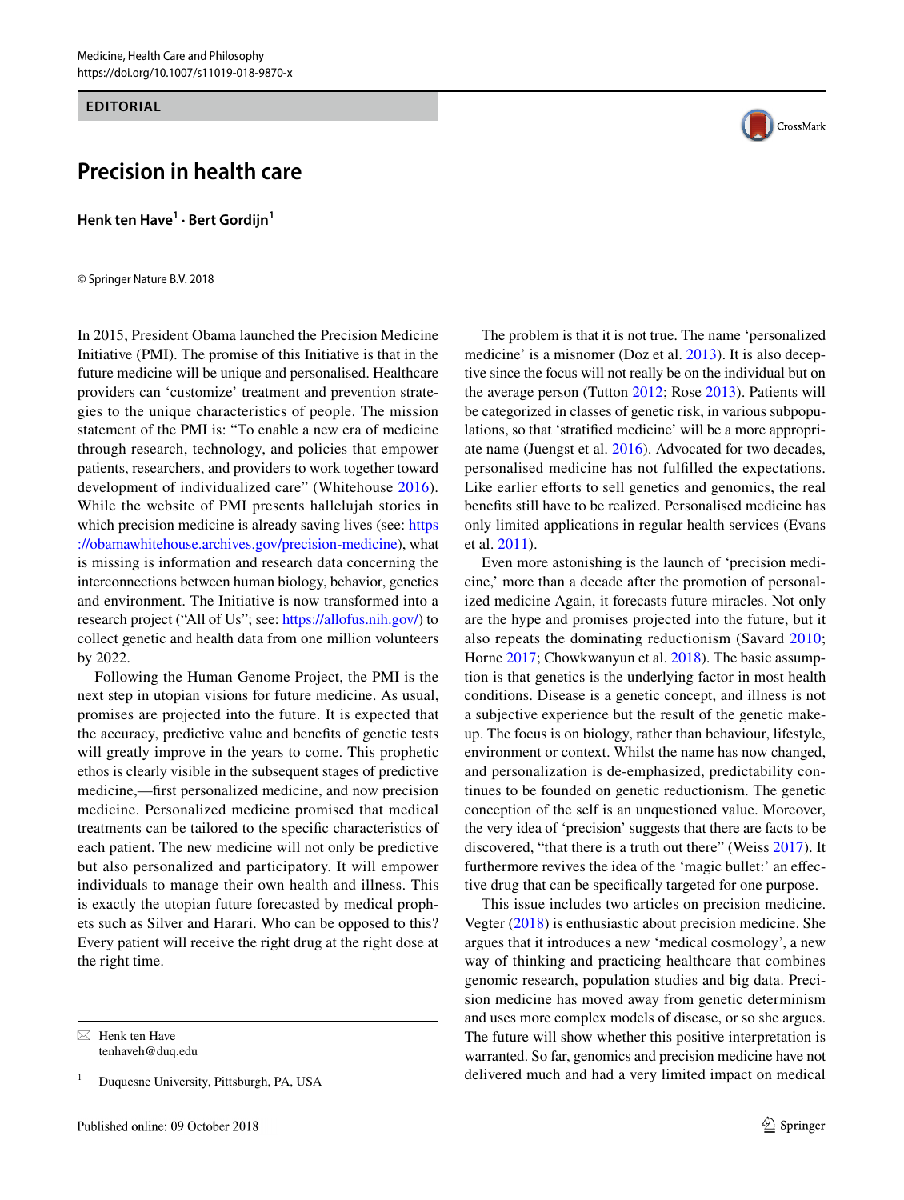EDITORIAL

# Precision in health care

**Henk ten Have[1] · Bert Gordijn[1]**

© Springer Nature B.V. 2018

In 2015, President Obama launched the Precision Medicine Initiative (PMI). The promise of this Initiative is that in the future medicine will be unique and personalised. Healthcare providers can 'customize' treatment and prevention strategies to the unique characteristics of people. The mission statement of the PMI is: "To enable a new era of medicine through research, technology, and policies that empower patients, researchers, and providers to work together toward development of individualized care" (Whitehouse 2016). While the website of PMI presents hallelujah stories in which precision medicine is already saving lives (see: https://obamawhitehouse.archives.gov/precision-medicine), what is missing is information and research data concerning the interconnections between human biology, behavior, genetics and environment. The Initiative is now transformed into a research project ("All of Us"; see: https://allofus.nih.gov/) to collect genetic and health data from one million volunteers by 2022.

Following the Human Genome Project, the PMI is the next step in utopian visions for future medicine. As usual, promises are projected into the future. It is expected that the accuracy, predictive value and benefits of genetic tests will greatly improve in the years to come. This prophetic ethos is clearly visible in the subsequent stages of predictive medicine,—first personalized medicine, and now precision medicine. Personalized medicine promised that medical treatments can be tailored to the specific characteristics of each patient. The new medicine will not only be predictive but also personalized and participatory. It will empower individuals to manage their own health and illness. This is exactly the utopian future forecasted by medical prophets such as Silver and Harari. Who can be opposed to this? Every patient will receive the right drug at the right dose at the right time.

The problem is that it is not true. The name 'personalized medicine' is a misnomer (Doz et al. 2013). It is also deceptive since the focus will not really be on the individual but on the average person (Tutton 2012; Rose 2013). Patients will be categorized in classes of genetic risk, in various subpopulations, so that 'stratified medicine' will be a more appropriate name (Juengst et al. 2016). Advocated for two decades, personalised medicine has not fulfilled the expectations. Like earlier efforts to sell genetics and genomics, the real benefits still have to be realized. Personalised medicine has only limited applications in regular health services (Evans et al. 2011).

Even more astonishing is the launch of 'precision medicine,' more than a decade after the promotion of personalized medicine Again, it forecasts future miracles. Not only are the hype and promises projected into the future, but it also repeats the dominating reductionism (Savard 2010; Horne 2017; Chowkwanyun et al. 2018). The basic assumption is that genetics is the underlying factor in most health conditions. Disease is a genetic concept, and illness is not a subjective experience but the result of the genetic makeup. The focus is on biology, rather than behaviour, lifestyle, environment or context. Whilst the name has now changed, and personalization is de-emphasized, predictability continues to be founded on genetic reductionism. The genetic conception of the self is an unquestioned value. Moreover, the very idea of 'precision' suggests that there are facts to be discovered, "that there is a truth out there" (Weiss 2017). It furthermore revives the idea of the 'magic bullet:' an effective drug that can be specifically targeted for one purpose.

This issue includes two articles on precision medicine. Vegter (2018) is enthusiastic about precision medicine. She argues that it introduces a new 'medical cosmology', a new way of thinking and practicing healthcare that combines genomic research, population studies and big data. Precision medicine has moved away from genetic determinism and uses more complex models of disease, or so she argues. The future will show whether this positive interpretation is warranted. So far, genomics and precision medicine have not delivered much and had a very limited impact on medical

---

✉ Henk ten Have
tenhaveh@duq.edu

[1] Duquesne University, Pittsburgh, PA, USA

Published online: 09 October 2018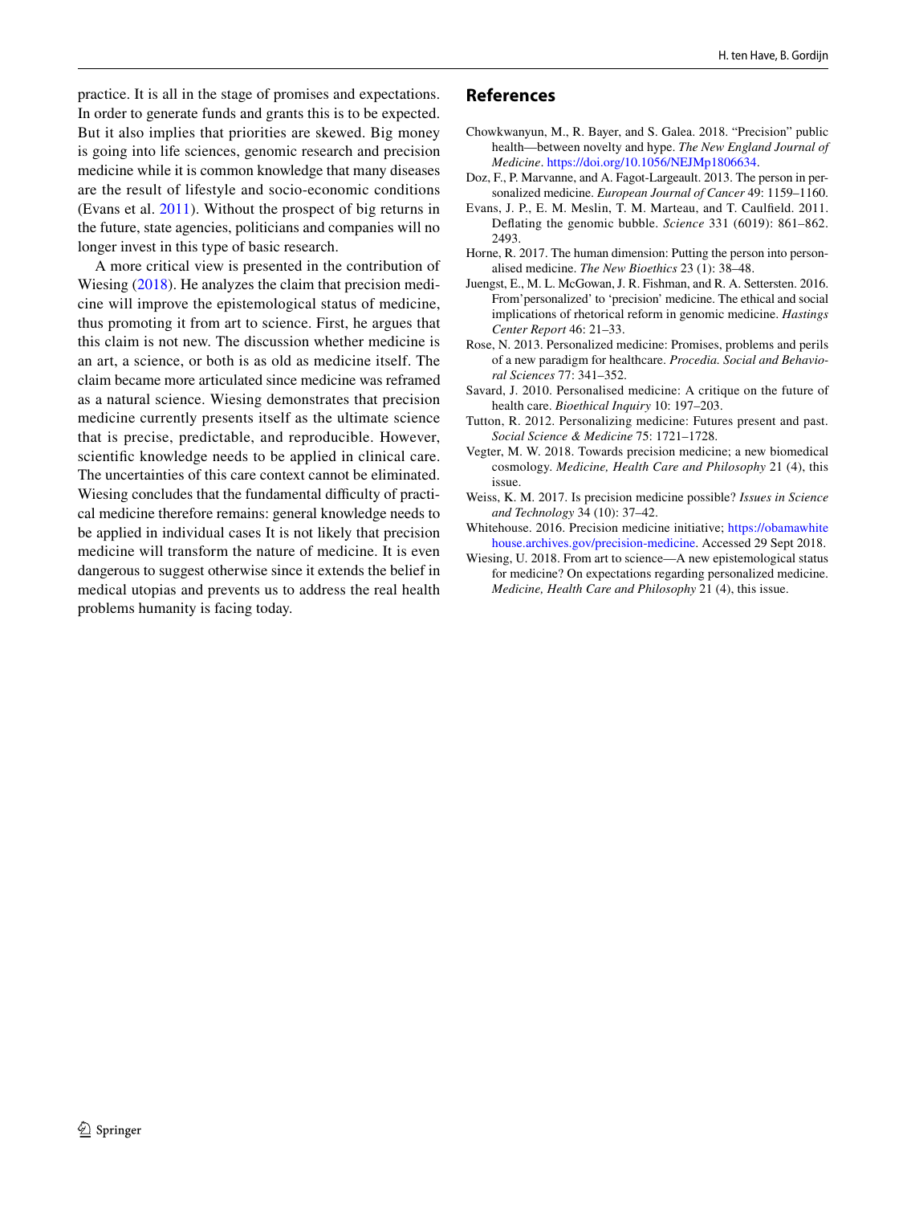practice. It is all in the stage of promises and expectations. In order to generate funds and grants this is to be expected. But it also implies that priorities are skewed. Big money is going into life sciences, genomic research and precision medicine while it is common knowledge that many diseases are the result of lifestyle and socio-economic conditions (Evans et al. 2011). Without the prospect of big returns in the future, state agencies, politicians and companies will no longer invest in this type of basic research.

A more critical view is presented in the contribution of Wiesing (2018). He analyzes the claim that precision medicine will improve the epistemological status of medicine, thus promoting it from art to science. First, he argues that this claim is not new. The discussion whether medicine is an art, a science, or both is as old as medicine itself. The claim became more articulated since medicine was reframed as a natural science. Wiesing demonstrates that precision medicine currently presents itself as the ultimate science that is precise, predictable, and reproducible. However, scientific knowledge needs to be applied in clinical care. The uncertainties of this care context cannot be eliminated. Wiesing concludes that the fundamental difficulty of practical medicine therefore remains: general knowledge needs to be applied in individual cases It is not likely that precision medicine will transform the nature of medicine. It is even dangerous to suggest otherwise since it extends the belief in medical utopias and prevents us to address the real health problems humanity is facing today.

## References

Chowkwanyun, M., R. Bayer, and S. Galea. 2018. "Precision" public health—between novelty and hype. *The New England Journal of Medicine*. https://doi.org/10.1056/NEJMp1806634.

Doz, F., P. Marvanne, and A. Fagot-Largeault. 2013. The person in personalized medicine. *European Journal of Cancer* 49: 1159–1160.

Evans, J. P., E. M. Meslin, T. M. Marteau, and T. Caulfield. 2011. Deflating the genomic bubble. *Science* 331 (6019): 861–862. 2493.

Horne, R. 2017. The human dimension: Putting the person into personalised medicine. *The New Bioethics* 23 (1): 38–48.

Juengst, E., M. L. McGowan, J. R. Fishman, and R. A. Settersten. 2016. From'personalized' to 'precision' medicine. The ethical and social implications of rhetorical reform in genomic medicine. *Hastings Center Report* 46: 21–33.

Rose, N. 2013. Personalized medicine: Promises, problems and perils of a new paradigm for healthcare. *Procedia. Social and Behavioral Sciences* 77: 341–352.

Savard, J. 2010. Personalised medicine: A critique on the future of health care. *Bioethical Inquiry* 10: 197–203.

Tutton, R. 2012. Personalizing medicine: Futures present and past. *Social Science & Medicine* 75: 1721–1728.

Vegter, M. W. 2018. Towards precision medicine; a new biomedical cosmology. *Medicine, Health Care and Philosophy* 21 (4), this issue.

Weiss, K. M. 2017. Is precision medicine possible? *Issues in Science and Technology* 34 (10): 37–42.

Whitehouse. 2016. Precision medicine initiative; https://obamawhitehouse.archives.gov/precision-medicine. Accessed 29 Sept 2018.

Wiesing, U. 2018. From art to science—A new epistemological status for medicine? On expectations regarding personalized medicine. *Medicine, Health Care and Philosophy* 21 (4), this issue.